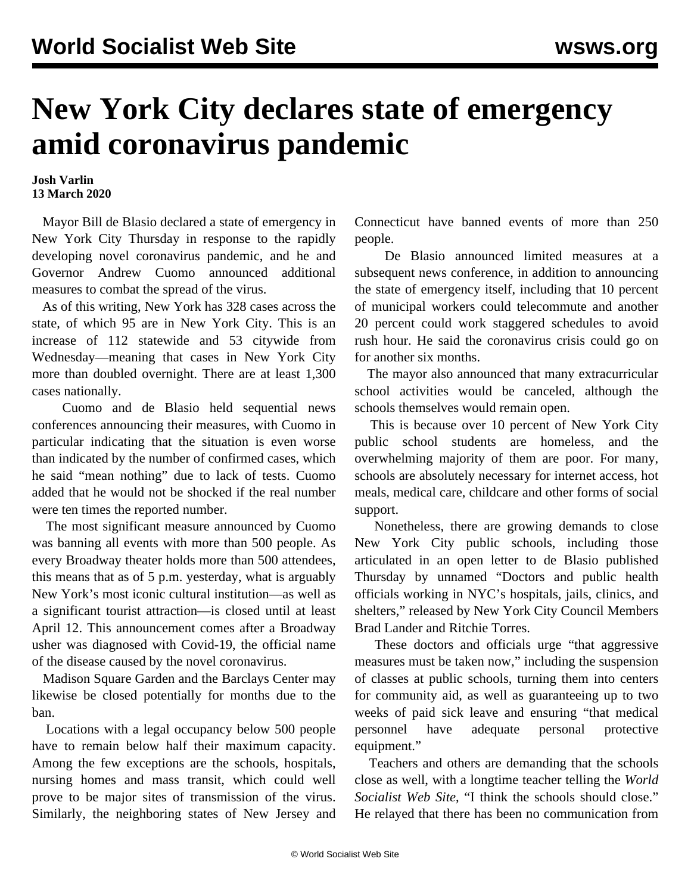# New York City declares state of emergency amid coronavirus pandemic

**Josh Varlin**
**13 March 2020**

Mayor Bill de Blasio declared a state of emergency in New York City Thursday in response to the rapidly developing novel coronavirus pandemic, and he and Governor Andrew Cuomo announced additional measures to combat the spread of the virus.

As of this writing, New York has 328 cases across the state, of which 95 are in New York City. This is an increase of 112 statewide and 53 citywide from Wednesday—meaning that cases in New York City more than doubled overnight. There are at least 1,300 cases nationally.

Cuomo and de Blasio held sequential news conferences announcing their measures, with Cuomo in particular indicating that the situation is even worse than indicated by the number of confirmed cases, which he said "mean nothing" due to lack of tests. Cuomo added that he would not be shocked if the real number were ten times the reported number.

The most significant measure announced by Cuomo was banning all events with more than 500 people. As every Broadway theater holds more than 500 attendees, this means that as of 5 p.m. yesterday, what is arguably New York's most iconic cultural institution—as well as a significant tourist attraction—is closed until at least April 12. This announcement comes after a Broadway usher was diagnosed with Covid-19, the official name of the disease caused by the novel coronavirus.

Madison Square Garden and the Barclays Center may likewise be closed potentially for months due to the ban.

Locations with a legal occupancy below 500 people have to remain below half their maximum capacity. Among the few exceptions are the schools, hospitals, nursing homes and mass transit, which could well prove to be major sites of transmission of the virus. Similarly, the neighboring states of New Jersey and Connecticut have banned events of more than 250 people.

De Blasio announced limited measures at a subsequent news conference, in addition to announcing the state of emergency itself, including that 10 percent of municipal workers could telecommute and another 20 percent could work staggered schedules to avoid rush hour. He said the coronavirus crisis could go on for another six months.

The mayor also announced that many extracurricular school activities would be canceled, although the schools themselves would remain open.

This is because over 10 percent of New York City public school students are homeless, and the overwhelming majority of them are poor. For many, schools are absolutely necessary for internet access, hot meals, medical care, childcare and other forms of social support.

Nonetheless, there are growing demands to close New York City public schools, including those articulated in an open letter to de Blasio published Thursday by unnamed "Doctors and public health officials working in NYC's hospitals, jails, clinics, and shelters," released by New York City Council Members Brad Lander and Ritchie Torres.

These doctors and officials urge "that aggressive measures must be taken now," including the suspension of classes at public schools, turning them into centers for community aid, as well as guaranteeing up to two weeks of paid sick leave and ensuring "that medical personnel have adequate personal protective equipment."

Teachers and others are demanding that the schools close as well, with a longtime teacher telling the *World Socialist Web Site*, "I think the schools should close." He relayed that there has been no communication from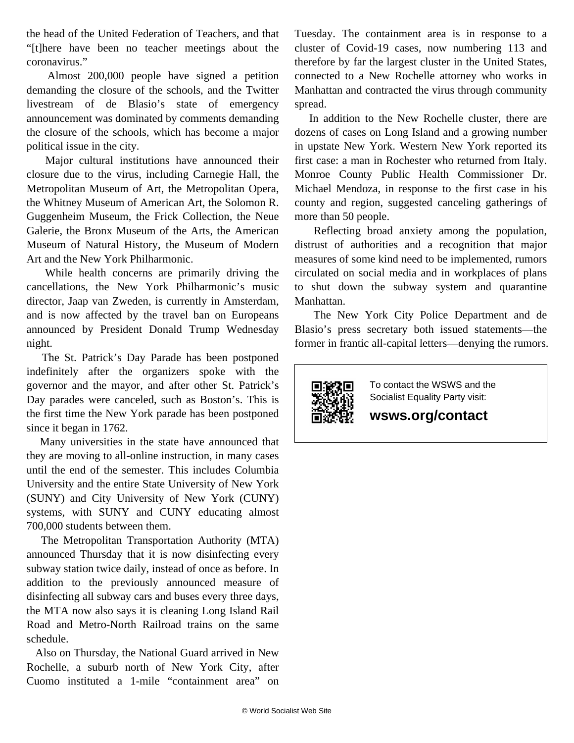the head of the United Federation of Teachers, and that "[t]here have been no teacher meetings about the coronavirus."

Almost 200,000 people have signed a petition demanding the closure of the schools, and the Twitter livestream of de Blasio's state of emergency announcement was dominated by comments demanding the closure of the schools, which has become a major political issue in the city.

Major cultural institutions have announced their closure due to the virus, including Carnegie Hall, the Metropolitan Museum of Art, the Metropolitan Opera, the Whitney Museum of American Art, the Solomon R. Guggenheim Museum, the Frick Collection, the Neue Galerie, the Bronx Museum of the Arts, the American Museum of Natural History, the Museum of Modern Art and the New York Philharmonic.

While health concerns are primarily driving the cancellations, the New York Philharmonic's music director, Jaap van Zweden, is currently in Amsterdam, and is now affected by the travel ban on Europeans announced by President Donald Trump Wednesday night.

The St. Patrick's Day Parade has been postponed indefinitely after the organizers spoke with the governor and the mayor, and after other St. Patrick's Day parades were canceled, such as Boston's. This is the first time the New York parade has been postponed since it began in 1762.

Many universities in the state have announced that they are moving to all-online instruction, in many cases until the end of the semester. This includes Columbia University and the entire State University of New York (SUNY) and City University of New York (CUNY) systems, with SUNY and CUNY educating almost 700,000 students between them.

The Metropolitan Transportation Authority (MTA) announced Thursday that it is now disinfecting every subway station twice daily, instead of once as before. In addition to the previously announced measure of disinfecting all subway cars and buses every three days, the MTA now also says it is cleaning Long Island Rail Road and Metro-North Railroad trains on the same schedule.

Also on Thursday, the National Guard arrived in New Rochelle, a suburb north of New York City, after Cuomo instituted a 1-mile "containment area" on Tuesday. The containment area is in response to a cluster of Covid-19 cases, now numbering 113 and therefore by far the largest cluster in the United States, connected to a New Rochelle attorney who works in Manhattan and contracted the virus through community spread.

In addition to the New Rochelle cluster, there are dozens of cases on Long Island and a growing number in upstate New York. Western New York reported its first case: a man in Rochester who returned from Italy. Monroe County Public Health Commissioner Dr. Michael Mendoza, in response to the first case in his county and region, suggested canceling gatherings of more than 50 people.

Reflecting broad anxiety among the population, distrust of authorities and a recognition that major measures of some kind need to be implemented, rumors circulated on social media and in workplaces of plans to shut down the subway system and quarantine Manhattan.

The New York City Police Department and de Blasio's press secretary both issued statements—the former in frantic all-capital letters—denying the rumors.

To contact the WSWS and the Socialist Equality Party visit:

**wsws.org/contact**